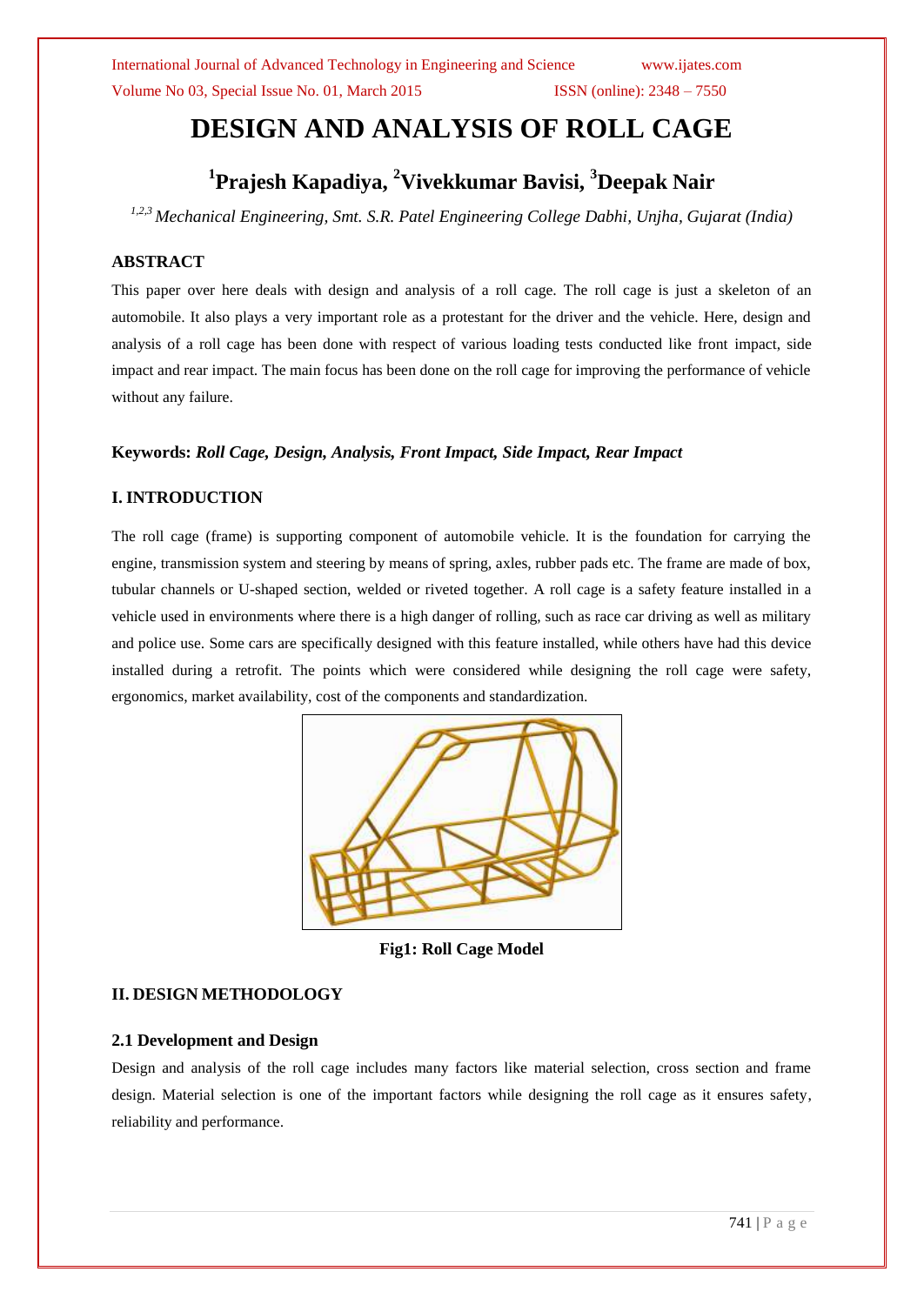# DESIGN AND ANALYSIS OF ROLL CAGE

## [1]Prajesh Kapadiya, [2]Vivekkumar Bavisi, [3]Deepak Nair

*[1,2,3] Mechanical Engineering, Smt. S.R. Patel Engineering College Dabhi, Unjha, Gujarat (India)*

### ABSTRACT

This paper over here deals with design and analysis of a roll cage. The roll cage is just a skeleton of an automobile. It also plays a very important role as a protestant for the driver and the vehicle. Here, design and analysis of a roll cage has been done with respect of various loading tests conducted like front impact, side impact and rear impact. The main focus has been done on the roll cage for improving the performance of vehicle without any failure.

**Keywords:** ***Roll Cage, Design, Analysis, Front Impact, Side Impact, Rear Impact***

### I. INTRODUCTION

The roll cage (frame) is supporting component of automobile vehicle. It is the foundation for carrying the engine, transmission system and steering by means of spring, axles, rubber pads etc. The frame are made of box, tubular channels or U-shaped section, welded or riveted together. A roll cage is a safety feature installed in a vehicle used in environments where there is a high danger of rolling, such as race car driving as well as military and police use. Some cars are specifically designed with this feature installed, while others have had this device installed during a retrofit. The points which were considered while designing the roll cage were safety, ergonomics, market availability, cost of the components and standardization.

**Fig1: Roll Cage Model**

### II. DESIGN METHODOLOGY

#### 2.1 Development and Design

Design and analysis of the roll cage includes many factors like material selection, cross section and frame design. Material selection is one of the important factors while designing the roll cage as it ensures safety, reliability and performance.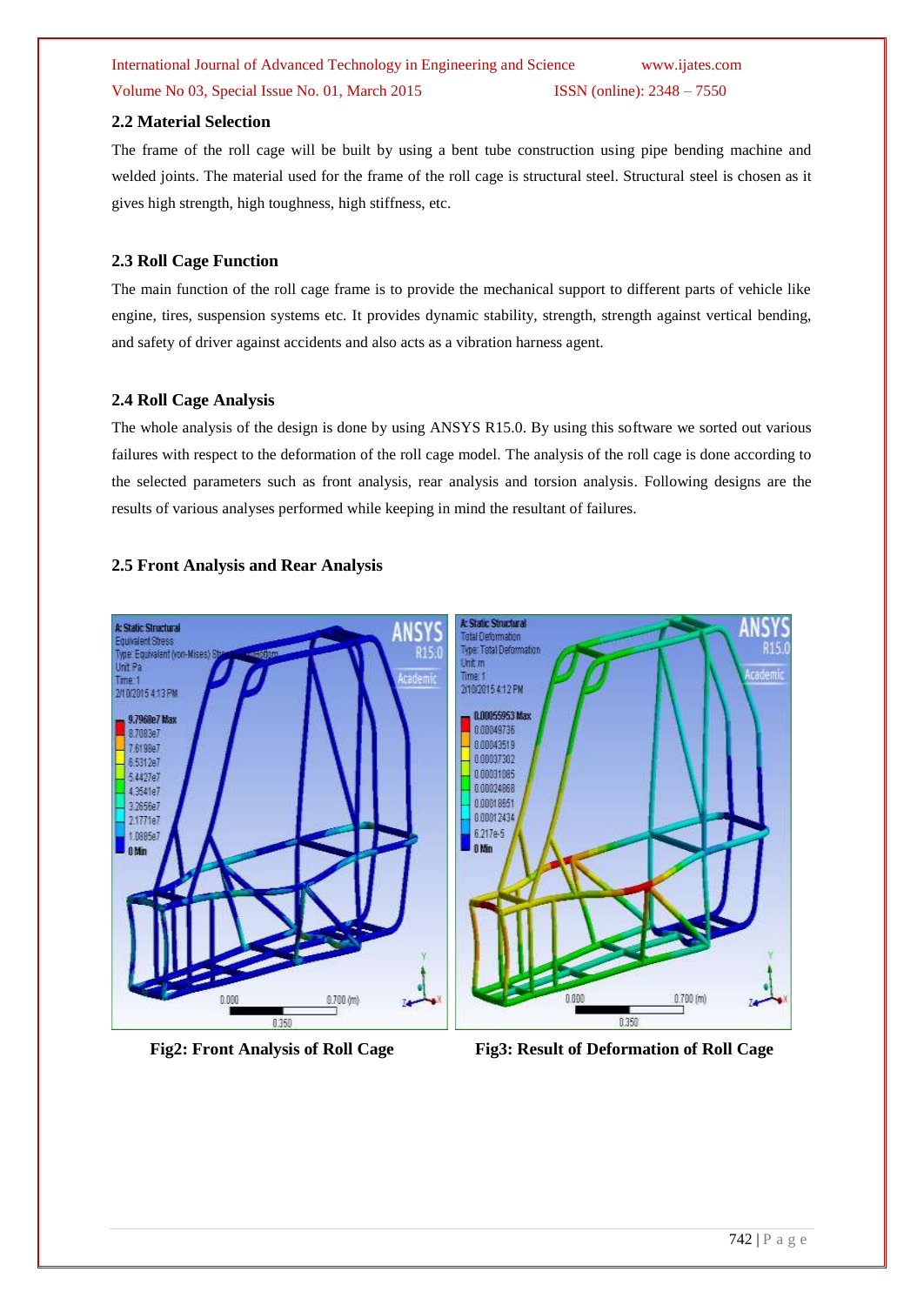## 2.2 Material Selection

The frame of the roll cage will be built by using a bent tube construction using pipe bending machine and welded joints. The material used for the frame of the roll cage is structural steel. Structural steel is chosen as it gives high strength, high toughness, high stiffness, etc.

## 2.3 Roll Cage Function

The main function of the roll cage frame is to provide the mechanical support to different parts of vehicle like engine, tires, suspension systems etc. It provides dynamic stability, strength, strength against vertical bending, and safety of driver against accidents and also acts as a vibration harness agent.

## 2.4 Roll Cage Analysis

The whole analysis of the design is done by using ANSYS R15.0. By using this software we sorted out various failures with respect to the deformation of the roll cage model. The analysis of the roll cage is done according to the selected parameters such as front analysis, rear analysis and torsion analysis. Following designs are the results of various analyses performed while keeping in mind the resultant of failures.

## 2.5 Front Analysis and Rear Analysis

**Fig2: Front Analysis of Roll Cage**

**Fig3: Result of Deformation of Roll Cage**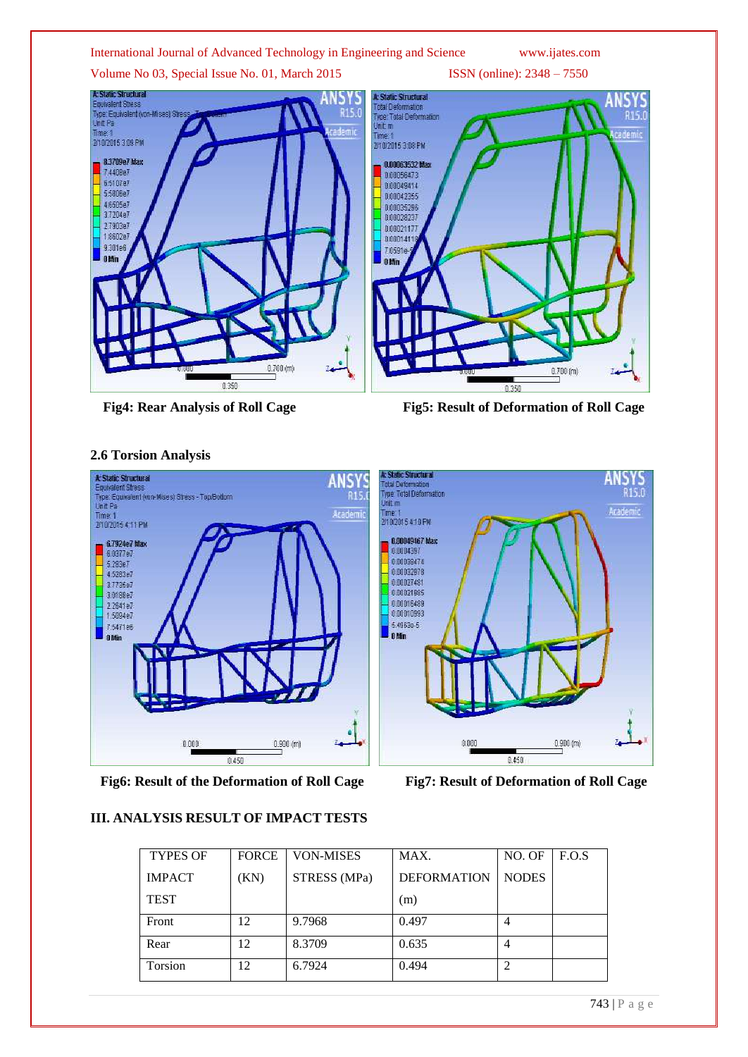Fig4: Rear Analysis of Roll Cage

Fig5: Result of Deformation of Roll Cage

### 2.6 Torsion Analysis

Fig6: Result of the Deformation of Roll Cage

Fig7: Result of Deformation of Roll Cage

## III. ANALYSIS RESULT OF IMPACT TESTS

| TYPES OF IMPACT TEST | FORCE (KN) | VON-MISES STRESS (MPa) | MAX. DEFORMATION (m) | NO. OF NODES | F.O.S |
|---|---|---|---|---|---|
| Front | 12 | 9.7968 | 0.497 | 4 | |
| Rear | 12 | 8.3709 | 0.635 | 4 | |
| Torsion | 12 | 6.7924 | 0.494 | 2 | |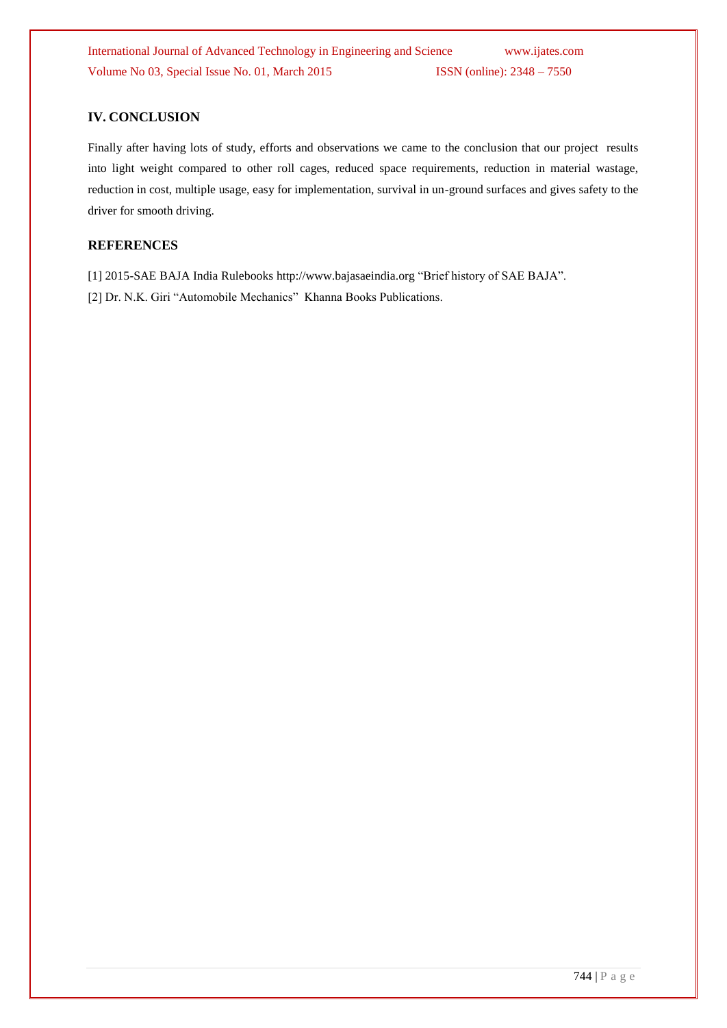## IV. CONCLUSION

Finally after having lots of study, efforts and observations we came to the conclusion that our project results into light weight compared to other roll cages, reduced space requirements, reduction in material wastage, reduction in cost, multiple usage, easy for implementation, survival in un-ground surfaces and gives safety to the driver for smooth driving.

## REFERENCES

[1] 2015-SAE BAJA India Rulebooks http://www.bajasaeindia.org "Brief history of SAE BAJA".

[2] Dr. N.K. Giri "Automobile Mechanics" Khanna Books Publications.